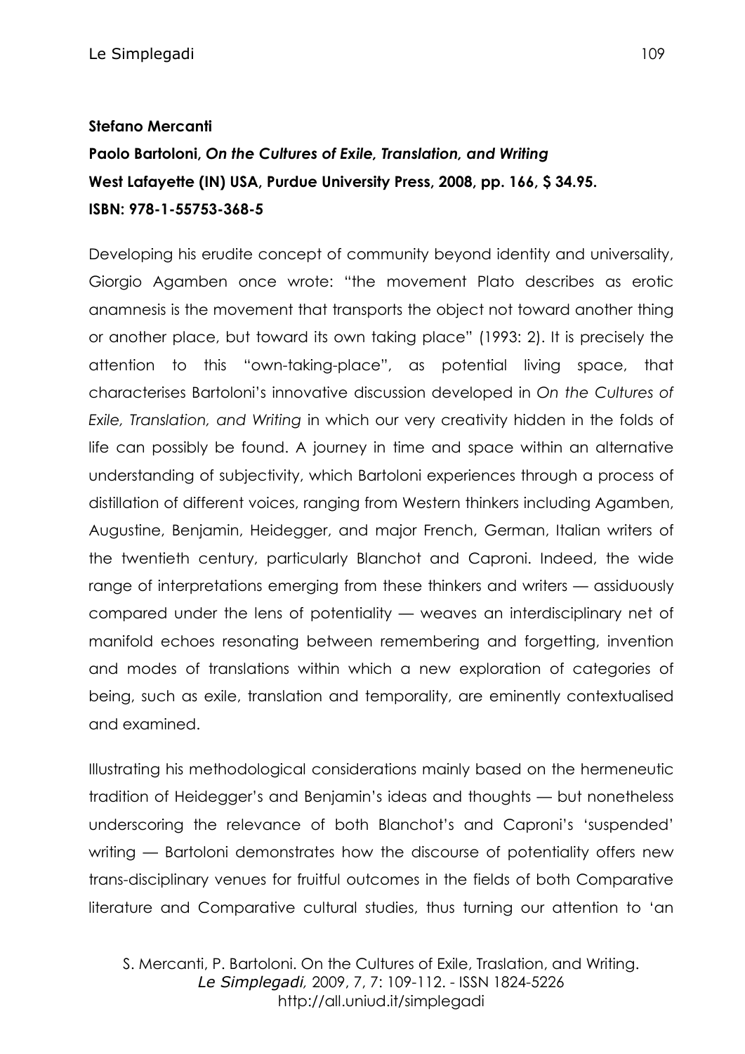**Stefano Mercanti**

**Paolo Bartoloni, *On the Cultures of Exile, Translation, and Writing***
**West Lafayette (IN) USA, Purdue University Press, 2008, pp. 166, $ 34.95.**
**ISBN: 978-1-55753-368-5**

Developing his erudite concept of community beyond identity and universality, Giorgio Agamben once wrote: "the movement Plato describes as erotic anamnesis is the movement that transports the object not toward another thing or another place, but toward its own taking place" (1993: 2). It is precisely the attention to this "own-taking-place", as potential living space, that characterises Bartoloni's innovative discussion developed in *On the Cultures of Exile, Translation, and Writing* in which our very creativity hidden in the folds of life can possibly be found. A journey in time and space within an alternative understanding of subjectivity, which Bartoloni experiences through a process of distillation of different voices, ranging from Western thinkers including Agamben, Augustine, Benjamin, Heidegger, and major French, German, Italian writers of the twentieth century, particularly Blanchot and Caproni. Indeed, the wide range of interpretations emerging from these thinkers and writers — assiduously compared under the lens of potentiality — weaves an interdisciplinary net of manifold echoes resonating between remembering and forgetting, invention and modes of translations within which a new exploration of categories of being, such as exile, translation and temporality, are eminently contextualised and examined.

Illustrating his methodological considerations mainly based on the hermeneutic tradition of Heidegger's and Benjamin's ideas and thoughts — but nonetheless underscoring the relevance of both Blanchot's and Caproni's 'suspended' writing — Bartoloni demonstrates how the discourse of potentiality offers new trans-disciplinary venues for fruitful outcomes in the fields of both Comparative literature and Comparative cultural studies, thus turning our attention to 'an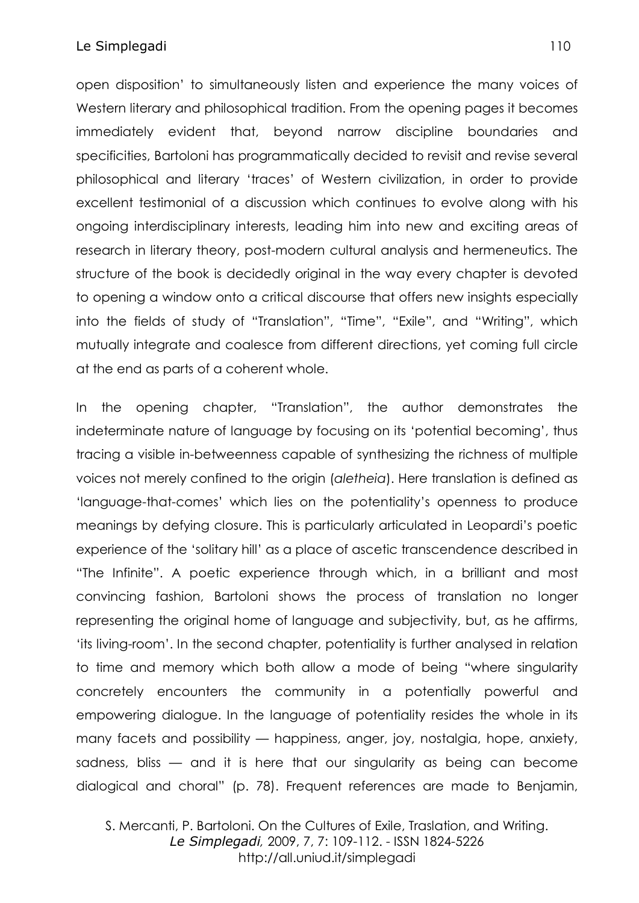open disposition' to simultaneously listen and experience the many voices of Western literary and philosophical tradition. From the opening pages it becomes immediately evident that, beyond narrow discipline boundaries and specificities, Bartoloni has programmatically decided to revisit and revise several philosophical and literary 'traces' of Western civilization, in order to provide excellent testimonial of a discussion which continues to evolve along with his ongoing interdisciplinary interests, leading him into new and exciting areas of research in literary theory, post-modern cultural analysis and hermeneutics. The structure of the book is decidedly original in the way every chapter is devoted to opening a window onto a critical discourse that offers new insights especially into the fields of study of "Translation", "Time", "Exile", and "Writing", which mutually integrate and coalesce from different directions, yet coming full circle at the end as parts of a coherent whole.

In the opening chapter, "Translation", the author demonstrates the indeterminate nature of language by focusing on its 'potential becoming', thus tracing a visible in-betweenness capable of synthesizing the richness of multiple voices not merely confined to the origin (*aletheia*). Here translation is defined as 'language-that-comes' which lies on the potentiality's openness to produce meanings by defying closure. This is particularly articulated in Leopardi's poetic experience of the 'solitary hill' as a place of ascetic transcendence described in "The Infinite". A poetic experience through which, in a brilliant and most convincing fashion, Bartoloni shows the process of translation no longer representing the original home of language and subjectivity, but, as he affirms, 'its living-room'. In the second chapter, potentiality is further analysed in relation to time and memory which both allow a mode of being "where singularity concretely encounters the community in a potentially powerful and empowering dialogue. In the language of potentiality resides the whole in its many facets and possibility — happiness, anger, joy, nostalgia, hope, anxiety, sadness, bliss — and it is here that our singularity as being can become dialogical and choral" (p. 78). Frequent references are made to Benjamin,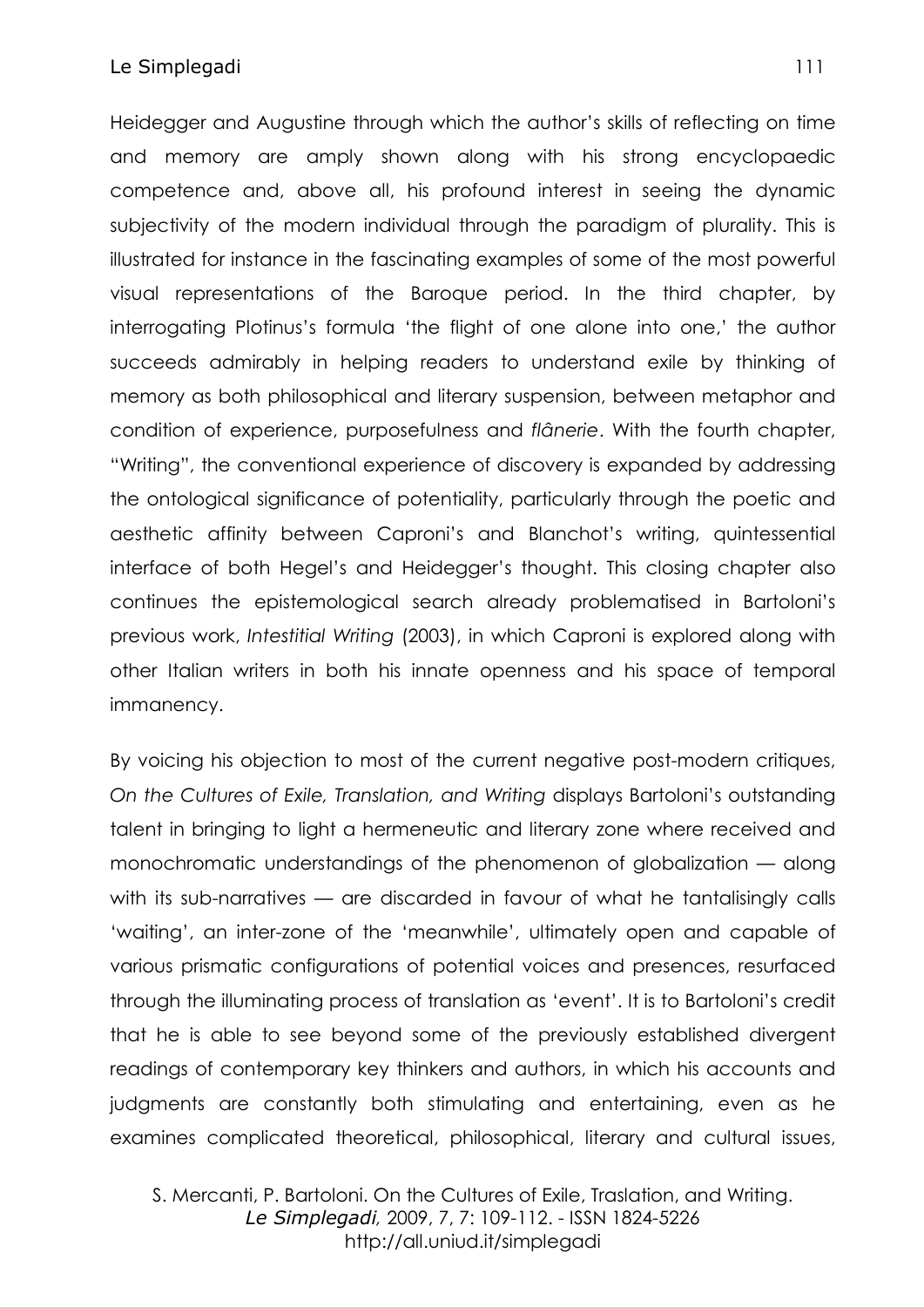Heidegger and Augustine through which the author's skills of reflecting on time and memory are amply shown along with his strong encyclopaedic competence and, above all, his profound interest in seeing the dynamic subjectivity of the modern individual through the paradigm of plurality. This is illustrated for instance in the fascinating examples of some of the most powerful visual representations of the Baroque period. In the third chapter, by interrogating Plotinus's formula 'the flight of one alone into one,' the author succeeds admirably in helping readers to understand exile by thinking of memory as both philosophical and literary suspension, between metaphor and condition of experience, purposefulness and *flânerie*. With the fourth chapter, "Writing", the conventional experience of discovery is expanded by addressing the ontological significance of potentiality, particularly through the poetic and aesthetic affinity between Caproni's and Blanchot's writing, quintessential interface of both Hegel's and Heidegger's thought. This closing chapter also continues the epistemological search already problematised in Bartoloni's previous work, *Intestitial Writing* (2003), in which Caproni is explored along with other Italian writers in both his innate openness and his space of temporal immanency.

By voicing his objection to most of the current negative post-modern critiques, *On the Cultures of Exile, Translation, and Writing* displays Bartoloni's outstanding talent in bringing to light a hermeneutic and literary zone where received and monochromatic understandings of the phenomenon of globalization — along with its sub-narratives — are discarded in favour of what he tantalisingly calls 'waiting', an inter-zone of the 'meanwhile', ultimately open and capable of various prismatic configurations of potential voices and presences, resurfaced through the illuminating process of translation as 'event'. It is to Bartoloni's credit that he is able to see beyond some of the previously established divergent readings of contemporary key thinkers and authors, in which his accounts and judgments are constantly both stimulating and entertaining, even as he examines complicated theoretical, philosophical, literary and cultural issues,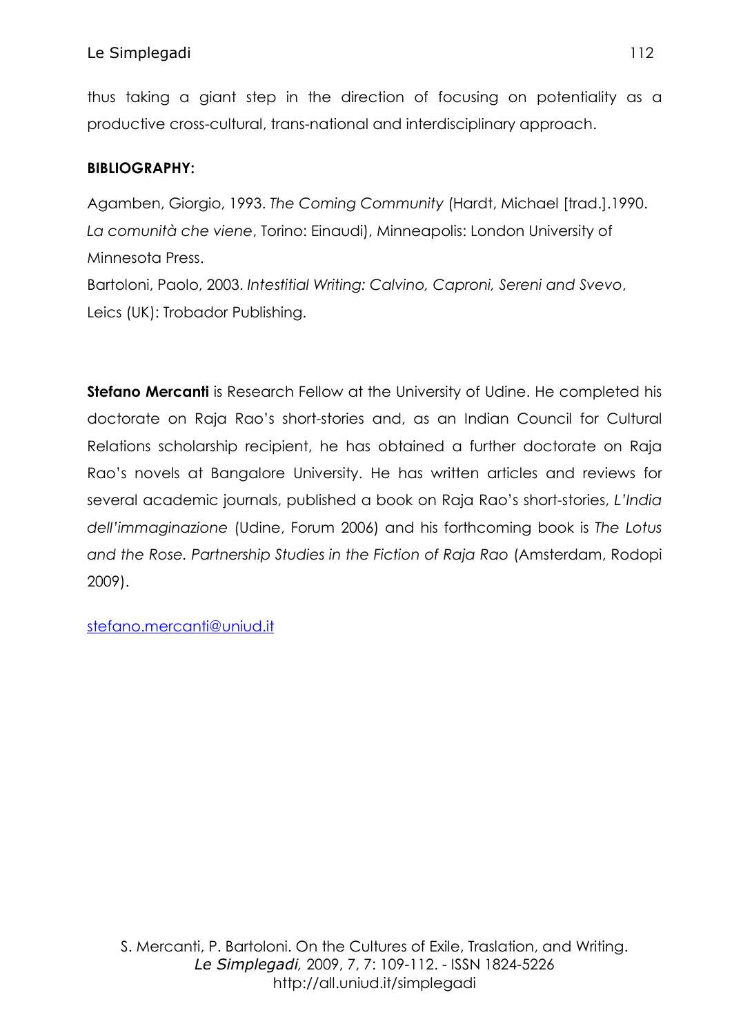thus taking a giant step in the direction of focusing on potentiality as a productive cross-cultural, trans-national and interdisciplinary approach.

**BIBLIOGRAPHY:**

Agamben, Giorgio, 1993. *The Coming Community* (Hardt, Michael [trad.].1990. *La comunità che viene*, Torino: Einaudi), Minneapolis: London University of Minnesota Press.

Bartoloni, Paolo, 2003. *Intestitial Writing: Calvino, Caproni, Sereni and Svevo*, Leics (UK): Trobador Publishing.

**Stefano Mercanti** is Research Fellow at the University of Udine. He completed his doctorate on Raja Rao's short-stories and, as an Indian Council for Cultural Relations scholarship recipient, he has obtained a further doctorate on Raja Rao's novels at Bangalore University. He has written articles and reviews for several academic journals, published a book on Raja Rao's short-stories, *L'India dell'immaginazione* (Udine, Forum 2006) and his forthcoming book is *The Lotus and the Rose. Partnership Studies in the Fiction of Raja Rao* (Amsterdam, Rodopi 2009).

stefano.mercanti@uniud.it